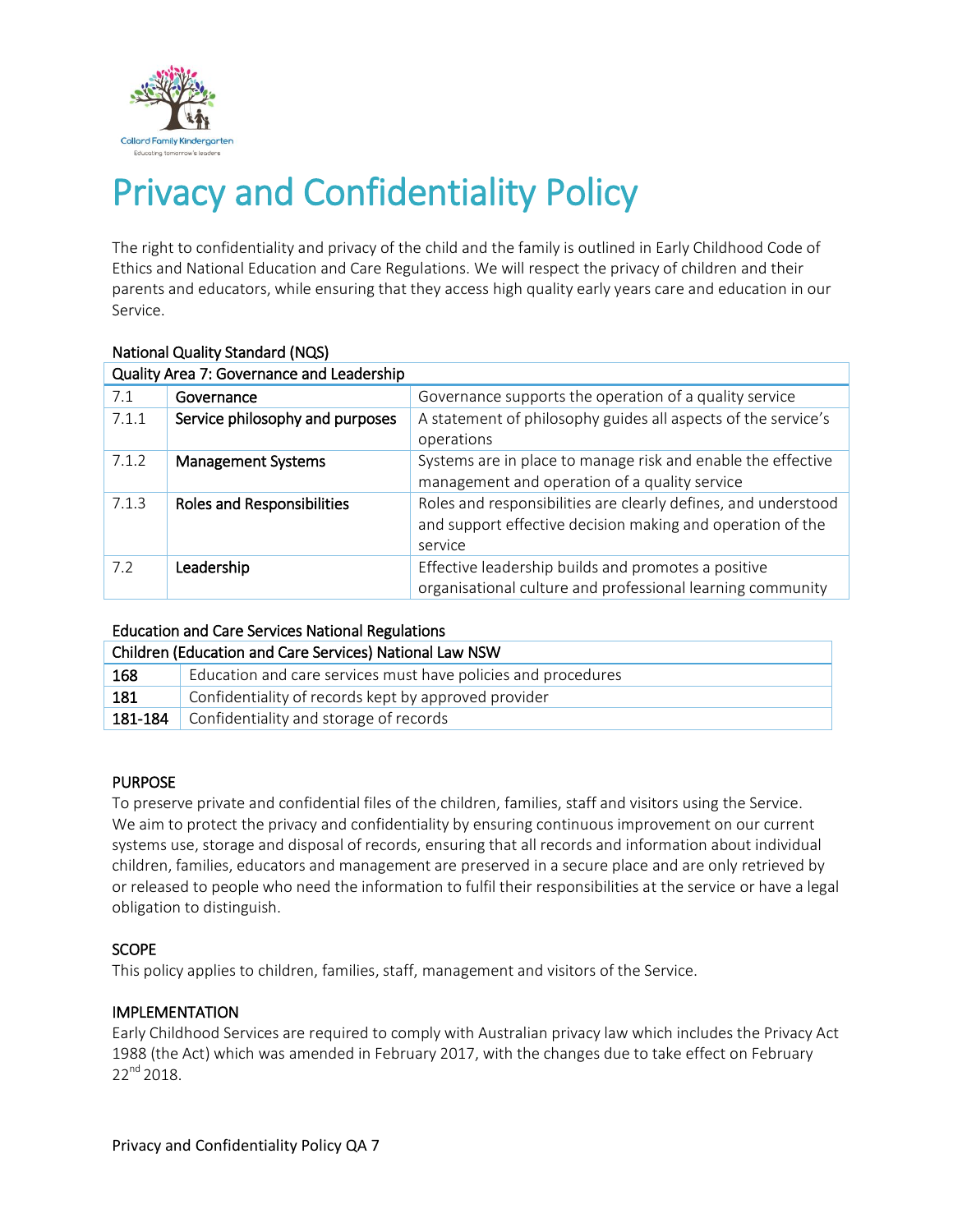# Privacy and Confidentiality Policy

The right to confidentiality and privacy of the child and the family is outlined in Early Childhood Code of Ethics and National Education and Care Regulations. We will respect the privacy of children and their parents and educators, while ensuring that they access high quality early years care and education in our Service.

National Quality Standard (NQS)

| Quality Area 7: Governance and Leadership | | |
|---|---|---|
| 7.1 | Governance | Governance supports the operation of a quality service |
| 7.1.1 | Service philosophy and purposes | A statement of philosophy guides all aspects of the service's operations |
| 7.1.2 | Management Systems | Systems are in place to manage risk and enable the effective management and operation of a quality service |
| 7.1.3 | Roles and Responsibilities | Roles and responsibilities are clearly defines, and understood and support effective decision making and operation of the service |
| 7.2 | Leadership | Effective leadership builds and promotes a positive organisational culture and professional learning community |

Education and Care Services National Regulations

| Children (Education and Care Services) National Law NSW | |
|---|---|
| 168 | Education and care services must have policies and procedures |
| 181 | Confidentiality of records kept by approved provider |
| 181-184 | Confidentiality and storage of records |

## PURPOSE

To preserve private and confidential files of the children, families, staff and visitors using the Service. We aim to protect the privacy and confidentiality by ensuring continuous improvement on our current systems use, storage and disposal of records, ensuring that all records and information about individual children, families, educators and management are preserved in a secure place and are only retrieved by or released to people who need the information to fulfil their responsibilities at the service or have a legal obligation to distinguish.

## SCOPE

This policy applies to children, families, staff, management and visitors of the Service.

## IMPLEMENTATION

Early Childhood Services are required to comply with Australian privacy law which includes the Privacy Act 1988 (the Act) which was amended in February 2017, with the changes due to take effect on February 22nd 2018.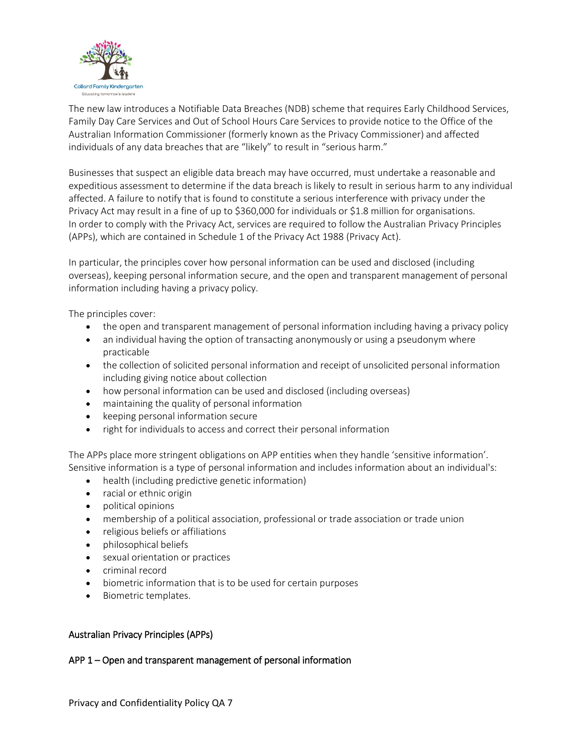The new law introduces a Notifiable Data Breaches (NDB) scheme that requires Early Childhood Services, Family Day Care Services and Out of School Hours Care Services to provide notice to the Office of the Australian Information Commissioner (formerly known as the Privacy Commissioner) and affected individuals of any data breaches that are "likely" to result in "serious harm."

Businesses that suspect an eligible data breach may have occurred, must undertake a reasonable and expeditious assessment to determine if the data breach is likely to result in serious harm to any individual affected. A failure to notify that is found to constitute a serious interference with privacy under the Privacy Act may result in a fine of up to $360,000 for individuals or $1.8 million for organisations.
In order to comply with the Privacy Act, services are required to follow the Australian Privacy Principles (APPs), which are contained in Schedule 1 of the Privacy Act 1988 (Privacy Act).

In particular, the principles cover how personal information can be used and disclosed (including overseas), keeping personal information secure, and the open and transparent management of personal information including having a privacy policy.

The principles cover:

- the open and transparent management of personal information including having a privacy policy
- an individual having the option of transacting anonymously or using a pseudonym where practicable
- the collection of solicited personal information and receipt of unsolicited personal information including giving notice about collection
- how personal information can be used and disclosed (including overseas)
- maintaining the quality of personal information
- keeping personal information secure
- right for individuals to access and correct their personal information

The APPs place more stringent obligations on APP entities when they handle 'sensitive information'. Sensitive information is a type of personal information and includes information about an individual's:

- health (including predictive genetic information)
- racial or ethnic origin
- political opinions
- membership of a political association, professional or trade association or trade union
- religious beliefs or affiliations
- philosophical beliefs
- sexual orientation or practices
- criminal record
- biometric information that is to be used for certain purposes
- Biometric templates.

## Australian Privacy Principles (APPs)

### APP 1 – Open and transparent management of personal information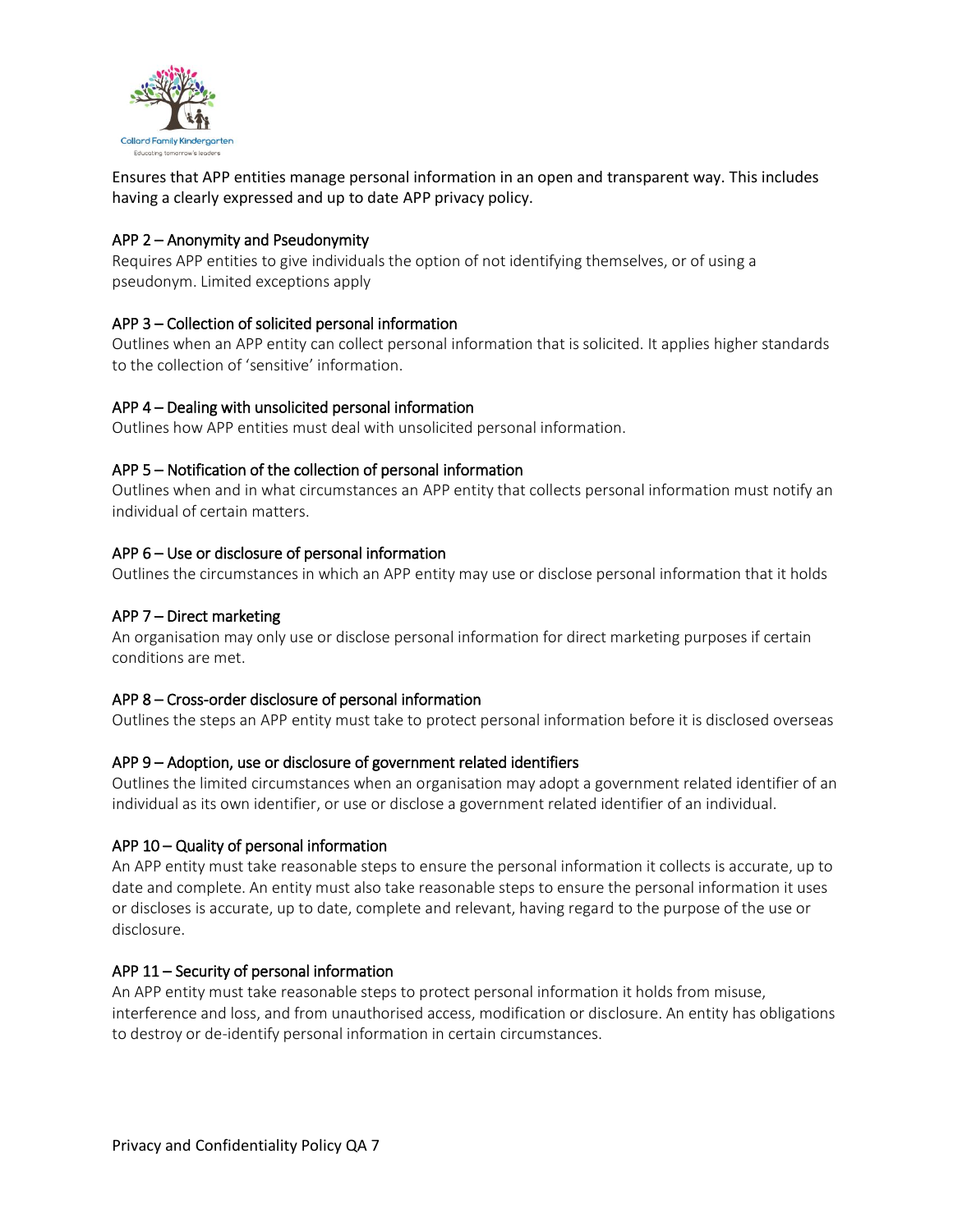Ensures that APP entities manage personal information in an open and transparent way. This includes having a clearly expressed and up to date APP privacy policy.

### APP 2 – Anonymity and Pseudonymity

Requires APP entities to give individuals the option of not identifying themselves, or of using a pseudonym. Limited exceptions apply

### APP 3 – Collection of solicited personal information

Outlines when an APP entity can collect personal information that is solicited. It applies higher standards to the collection of 'sensitive' information.

### APP 4 – Dealing with unsolicited personal information

Outlines how APP entities must deal with unsolicited personal information.

### APP 5 – Notification of the collection of personal information

Outlines when and in what circumstances an APP entity that collects personal information must notify an individual of certain matters.

### APP 6 – Use or disclosure of personal information

Outlines the circumstances in which an APP entity may use or disclose personal information that it holds

### APP 7 – Direct marketing

An organisation may only use or disclose personal information for direct marketing purposes if certain conditions are met.

### APP 8 – Cross-order disclosure of personal information

Outlines the steps an APP entity must take to protect personal information before it is disclosed overseas

### APP 9 – Adoption, use or disclosure of government related identifiers

Outlines the limited circumstances when an organisation may adopt a government related identifier of an individual as its own identifier, or use or disclose a government related identifier of an individual.

### APP 10 – Quality of personal information

An APP entity must take reasonable steps to ensure the personal information it collects is accurate, up to date and complete. An entity must also take reasonable steps to ensure the personal information it uses or discloses is accurate, up to date, complete and relevant, having regard to the purpose of the use or disclosure.

### APP 11 – Security of personal information

An APP entity must take reasonable steps to protect personal information it holds from misuse, interference and loss, and from unauthorised access, modification or disclosure. An entity has obligations to destroy or de-identify personal information in certain circumstances.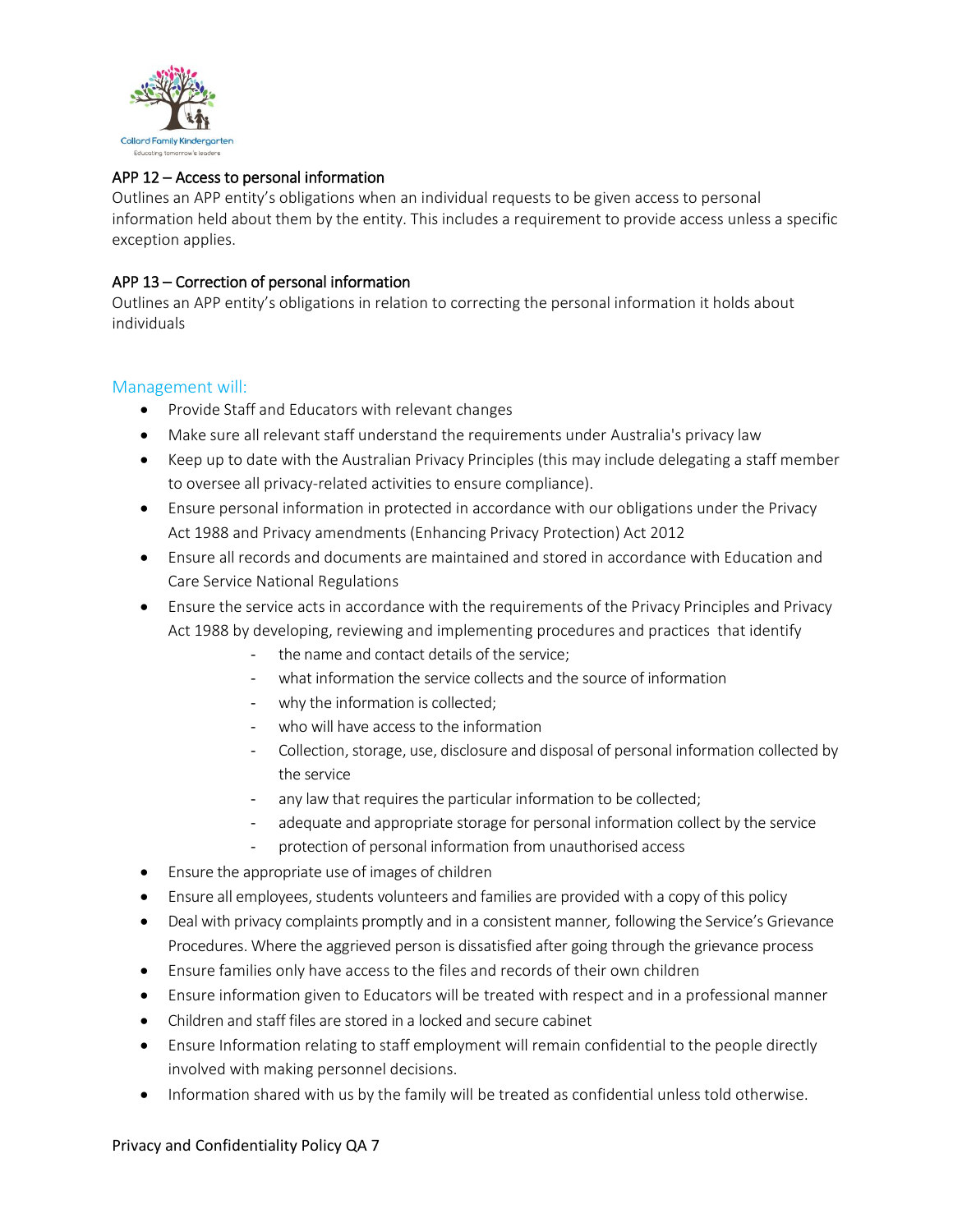### APP 12 – Access to personal information

Outlines an APP entity's obligations when an individual requests to be given access to personal information held about them by the entity. This includes a requirement to provide access unless a specific exception applies.

### APP 13 – Correction of personal information

Outlines an APP entity's obligations in relation to correcting the personal information it holds about individuals

## Management will:

- Provide Staff and Educators with relevant changes
- Make sure all relevant staff understand the requirements under Australia's privacy law
- Keep up to date with the Australian Privacy Principles (this may include delegating a staff member to oversee all privacy-related activities to ensure compliance).
- Ensure personal information in protected in accordance with our obligations under the Privacy Act 1988 and Privacy amendments (Enhancing Privacy Protection) Act 2012
- Ensure all records and documents are maintained and stored in accordance with Education and Care Service National Regulations
- Ensure the service acts in accordance with the requirements of the Privacy Principles and Privacy Act 1988 by developing, reviewing and implementing procedures and practices that identify
    - the name and contact details of the service;
    - what information the service collects and the source of information
    - why the information is collected;
    - who will have access to the information
    - Collection, storage, use, disclosure and disposal of personal information collected by the service
    - any law that requires the particular information to be collected;
    - adequate and appropriate storage for personal information collect by the service
    - protection of personal information from unauthorised access
- Ensure the appropriate use of images of children
- Ensure all employees, students volunteers and families are provided with a copy of this policy
- Deal with privacy complaints promptly and in a consistent manner, following the Service's Grievance Procedures. Where the aggrieved person is dissatisfied after going through the grievance process
- Ensure families only have access to the files and records of their own children
- Ensure information given to Educators will be treated with respect and in a professional manner
- Children and staff files are stored in a locked and secure cabinet
- Ensure Information relating to staff employment will remain confidential to the people directly involved with making personnel decisions.
- Information shared with us by the family will be treated as confidential unless told otherwise.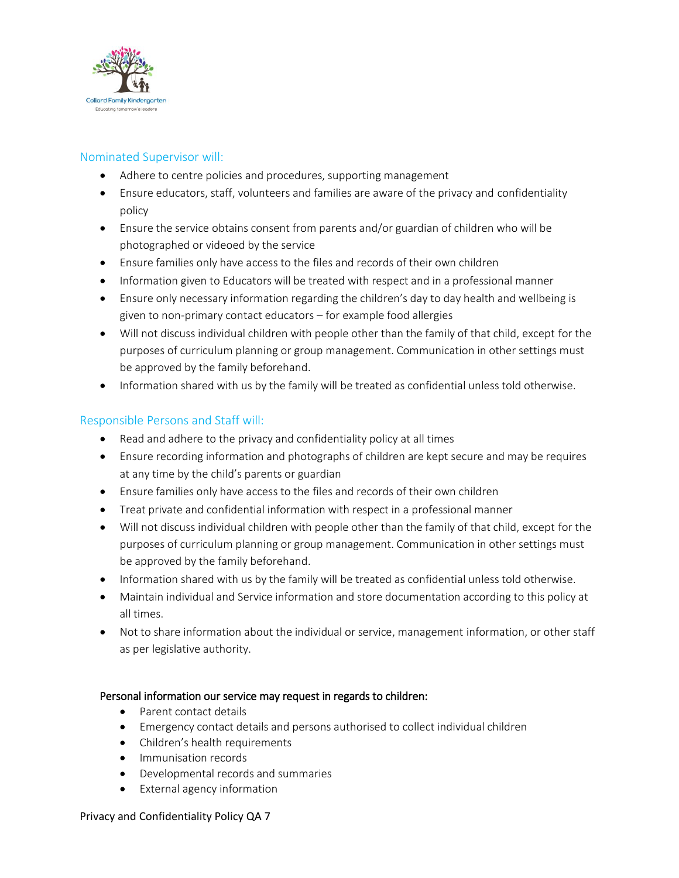## Nominated Supervisor will:

- Adhere to centre policies and procedures, supporting management
- Ensure educators, staff, volunteers and families are aware of the privacy and confidentiality policy
- Ensure the service obtains consent from parents and/or guardian of children who will be photographed or videoed by the service
- Ensure families only have access to the files and records of their own children
- Information given to Educators will be treated with respect and in a professional manner
- Ensure only necessary information regarding the children's day to day health and wellbeing is given to non-primary contact educators – for example food allergies
- Will not discuss individual children with people other than the family of that child, except for the purposes of curriculum planning or group management. Communication in other settings must be approved by the family beforehand.
- Information shared with us by the family will be treated as confidential unless told otherwise.

## Responsible Persons and Staff will:

- Read and adhere to the privacy and confidentiality policy at all times
- Ensure recording information and photographs of children are kept secure and may be requires at any time by the child's parents or guardian
- Ensure families only have access to the files and records of their own children
- Treat private and confidential information with respect in a professional manner
- Will not discuss individual children with people other than the family of that child, except for the purposes of curriculum planning or group management. Communication in other settings must be approved by the family beforehand.
- Information shared with us by the family will be treated as confidential unless told otherwise.
- Maintain individual and Service information and store documentation according to this policy at all times.
- Not to share information about the individual or service, management information, or other staff as per legislative authority.

### Personal information our service may request in regards to children:

- Parent contact details
- Emergency contact details and persons authorised to collect individual children
- Children's health requirements
- Immunisation records
- Developmental records and summaries
- External agency information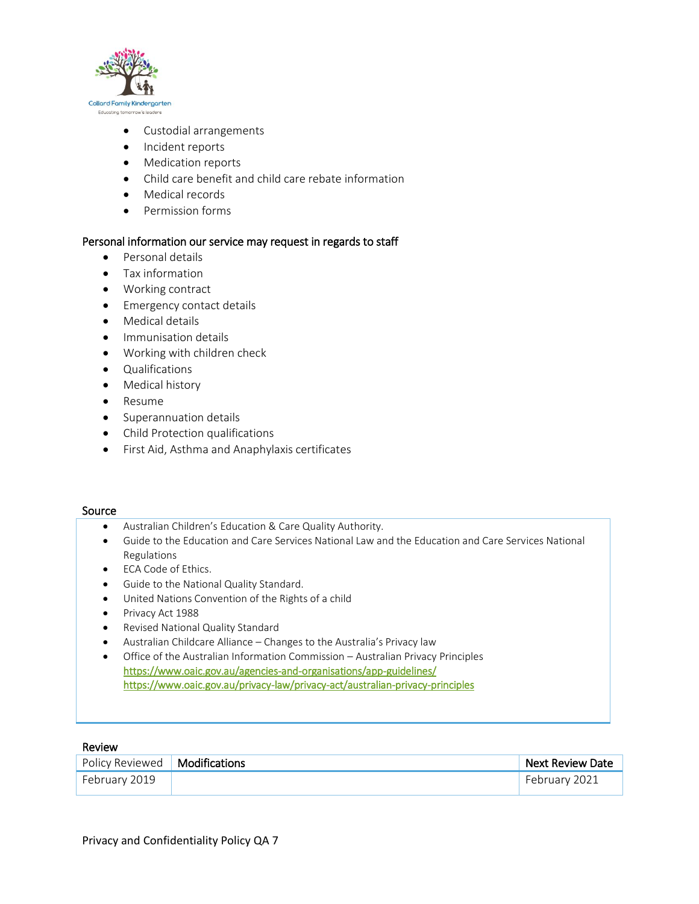- Custodial arrangements
- Incident reports
- Medication reports
- Child care benefit and child care rebate information
- Medical records
- Permission forms

### Personal information our service may request in regards to staff

- Personal details
- Tax information
- Working contract
- Emergency contact details
- Medical details
- Immunisation details
- Working with children check
- Qualifications
- Medical history
- Resume
- Superannuation details
- Child Protection qualifications
- First Aid, Asthma and Anaphylaxis certificates

### Source

- Australian Children's Education & Care Quality Authority.
- Guide to the Education and Care Services National Law and the Education and Care Services National Regulations
- ECA Code of Ethics.
- Guide to the National Quality Standard.
- United Nations Convention of the Rights of a child
- Privacy Act 1988
- Revised National Quality Standard
- Australian Childcare Alliance – Changes to the Australia's Privacy law
- Office of the Australian Information Commission – Australian Privacy Principles
  https://www.oaic.gov.au/agencies-and-organisations/app-guidelines/
  https://www.oaic.gov.au/privacy-law/privacy-act/australian-privacy-principles

### Review

| Policy Reviewed | Modifications | Next Review Date |
|---|---|---|
| February 2019 | | February 2021 |

Privacy and Confidentiality Policy QA 7